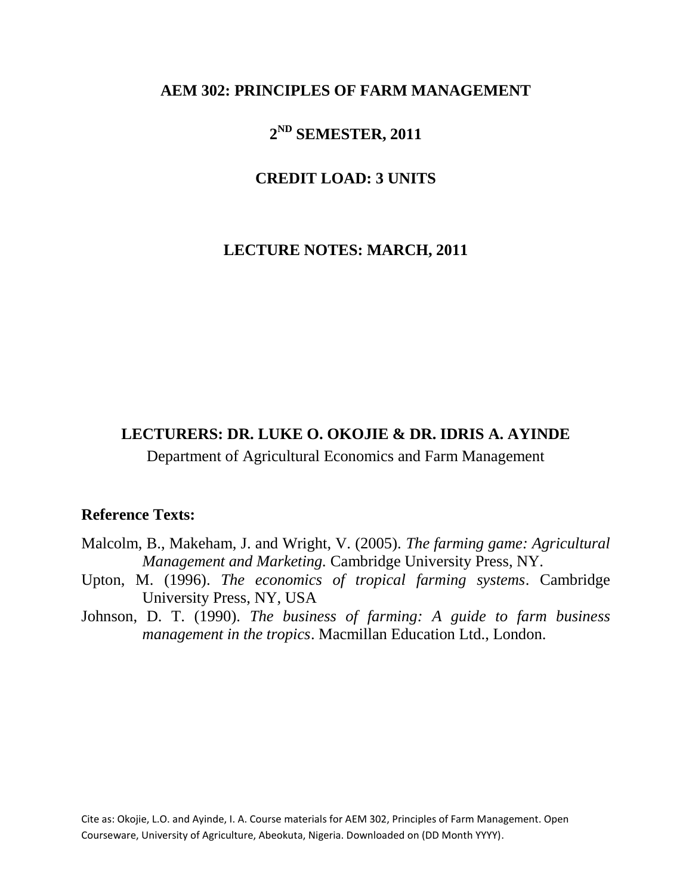# AEM 302: PRINCIPLES OF FARM MANAGEMENT

## 2ND SEMESTER, 2011

## CREDIT LOAD: 3 UNITS

## LECTURE NOTES: MARCH, 2011

**LECTURERS: DR. LUKE O. OKOJIE & DR. IDRIS A. AYINDE**

Department of Agricultural Economics and Farm Management

**Reference Texts:**

Malcolm, B., Makeham, J. and Wright, V. (2005). *The farming game: Agricultural Management and Marketing.* Cambridge University Press, NY.

Upton, M. (1996). *The economics of tropical farming systems*. Cambridge University Press, NY, USA

Johnson, D. T. (1990). *The business of farming: A guide to farm business management in the tropics*. Macmillan Education Ltd., London.

Cite as: Okojie, L.O. and Ayinde, I. A. Course materials for AEM 302, Principles of Farm Management. Open Courseware, University of Agriculture, Abeokuta, Nigeria. Downloaded on (DD Month YYYY).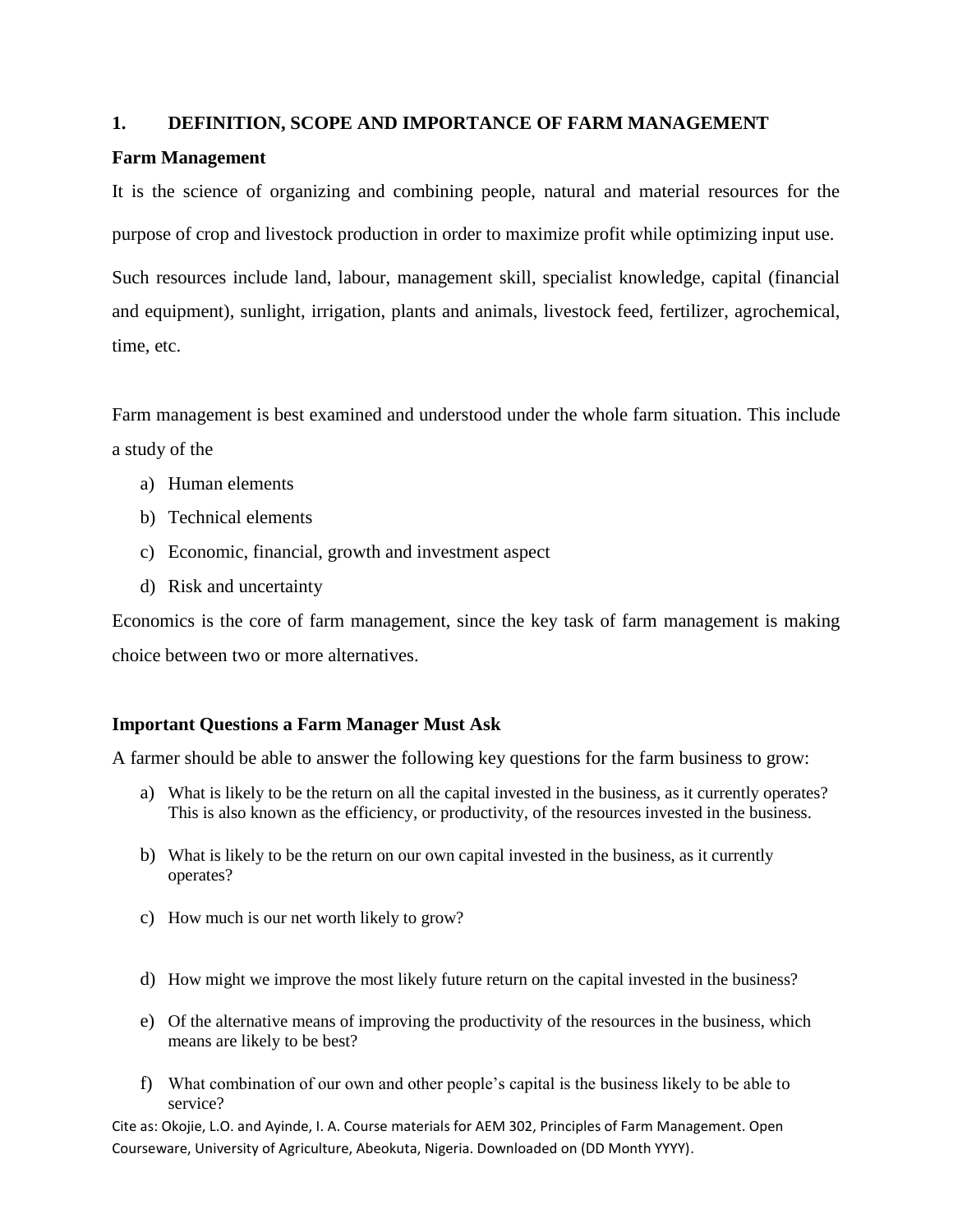## 1. DEFINITION, SCOPE AND IMPORTANCE OF FARM MANAGEMENT

### Farm Management

It is the science of organizing and combining people, natural and material resources for the purpose of crop and livestock production in order to maximize profit while optimizing input use.

Such resources include land, labour, management skill, specialist knowledge, capital (financial and equipment), sunlight, irrigation, plants and animals, livestock feed, fertilizer, agrochemical, time, etc.

Farm management is best examined and understood under the whole farm situation. This include a study of the

a) Human elements
b) Technical elements
c) Economic, financial, growth and investment aspect
d) Risk and uncertainty

Economics is the core of farm management, since the key task of farm management is making choice between two or more alternatives.

### Important Questions a Farm Manager Must Ask

A farmer should be able to answer the following key questions for the farm business to grow:

a) What is likely to be the return on all the capital invested in the business, as it currently operates? This is also known as the efficiency, or productivity, of the resources invested in the business.

b) What is likely to be the return on our own capital invested in the business, as it currently operates?

c) How much is our net worth likely to grow?

d) How might we improve the most likely future return on the capital invested in the business?

e) Of the alternative means of improving the productivity of the resources in the business, which means are likely to be best?

f) What combination of our own and other people's capital is the business likely to be able to service?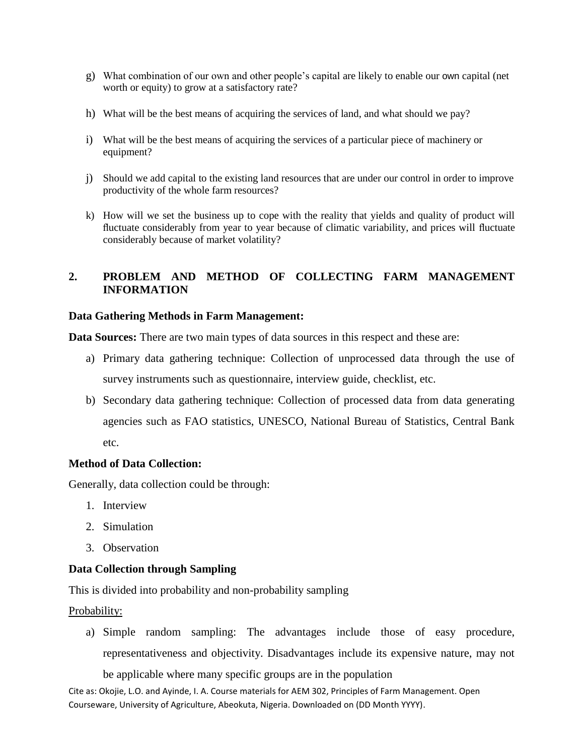g) What combination of our own and other people's capital are likely to enable our own capital (net worth or equity) to grow at a satisfactory rate?

h) What will be the best means of acquiring the services of land, and what should we pay?

i) What will be the best means of acquiring the services of a particular piece of machinery or equipment?

j) Should we add capital to the existing land resources that are under our control in order to improve productivity of the whole farm resources?

k) How will we set the business up to cope with the reality that yields and quality of product will fluctuate considerably from year to year because of climatic variability, and prices will fluctuate considerably because of market volatility?

## 2. PROBLEM AND METHOD OF COLLECTING FARM MANAGEMENT INFORMATION

**Data Gathering Methods in Farm Management:**

**Data Sources:** There are two main types of data sources in this respect and these are:

a) Primary data gathering technique: Collection of unprocessed data through the use of survey instruments such as questionnaire, interview guide, checklist, etc.

b) Secondary data gathering technique: Collection of processed data from data generating agencies such as FAO statistics, UNESCO, National Bureau of Statistics, Central Bank etc.

**Method of Data Collection:**

Generally, data collection could be through:

1. Interview
2. Simulation
3. Observation

**Data Collection through Sampling**

This is divided into probability and non-probability sampling

<u>Probability:</u>

a) Simple random sampling: The advantages include those of easy procedure, representativeness and objectivity. Disadvantages include its expensive nature, may not be applicable where many specific groups are in the population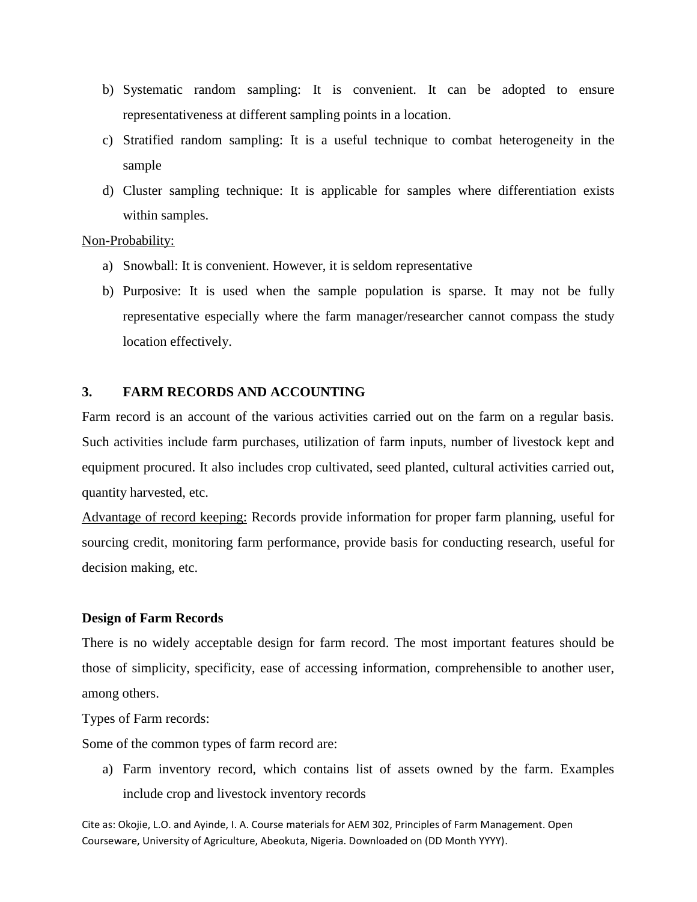b) Systematic random sampling: It is convenient. It can be adopted to ensure representativeness at different sampling points in a location.

c) Stratified random sampling: It is a useful technique to combat heterogeneity in the sample

d) Cluster sampling technique: It is applicable for samples where differentiation exists within samples.

Non-Probability:

a) Snowball: It is convenient. However, it is seldom representative

b) Purposive: It is used when the sample population is sparse. It may not be fully representative especially where the farm manager/researcher cannot compass the study location effectively.

## 3. FARM RECORDS AND ACCOUNTING

Farm record is an account of the various activities carried out on the farm on a regular basis. Such activities include farm purchases, utilization of farm inputs, number of livestock kept and equipment procured. It also includes crop cultivated, seed planted, cultural activities carried out, quantity harvested, etc.

Advantage of record keeping: Records provide information for proper farm planning, useful for sourcing credit, monitoring farm performance, provide basis for conducting research, useful for decision making, etc.

### Design of Farm Records

There is no widely acceptable design for farm record. The most important features should be those of simplicity, specificity, ease of accessing information, comprehensible to another user, among others.

Types of Farm records:

Some of the common types of farm record are:

a) Farm inventory record, which contains list of assets owned by the farm. Examples include crop and livestock inventory records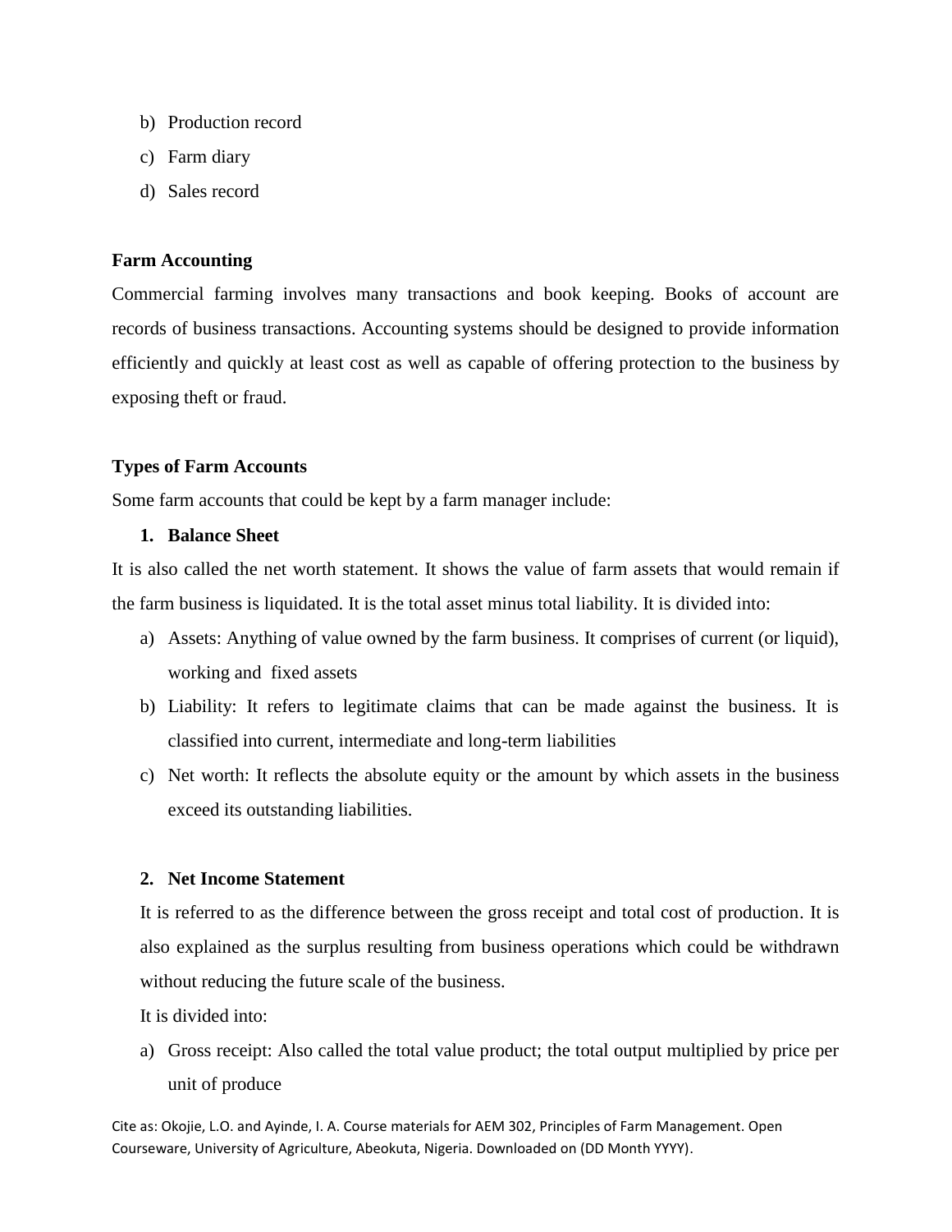b) Production record
c) Farm diary
d) Sales record

**Farm Accounting**

Commercial farming involves many transactions and book keeping. Books of account are records of business transactions. Accounting systems should be designed to provide information efficiently and quickly at least cost as well as capable of offering protection to the business by exposing theft or fraud.

**Types of Farm Accounts**

Some farm accounts that could be kept by a farm manager include:

1. **Balance Sheet**

It is also called the net worth statement. It shows the value of farm assets that would remain if the farm business is liquidated. It is the total asset minus total liability. It is divided into:

a) Assets: Anything of value owned by the farm business. It comprises of current (or liquid), working and fixed assets
b) Liability: It refers to legitimate claims that can be made against the business. It is classified into current, intermediate and long-term liabilities
c) Net worth: It reflects the absolute equity or the amount by which assets in the business exceed its outstanding liabilities.

2. **Net Income Statement**

It is referred to as the difference between the gross receipt and total cost of production. It is also explained as the surplus resulting from business operations which could be withdrawn without reducing the future scale of the business.

It is divided into:

a) Gross receipt: Also called the total value product; the total output multiplied by price per unit of produce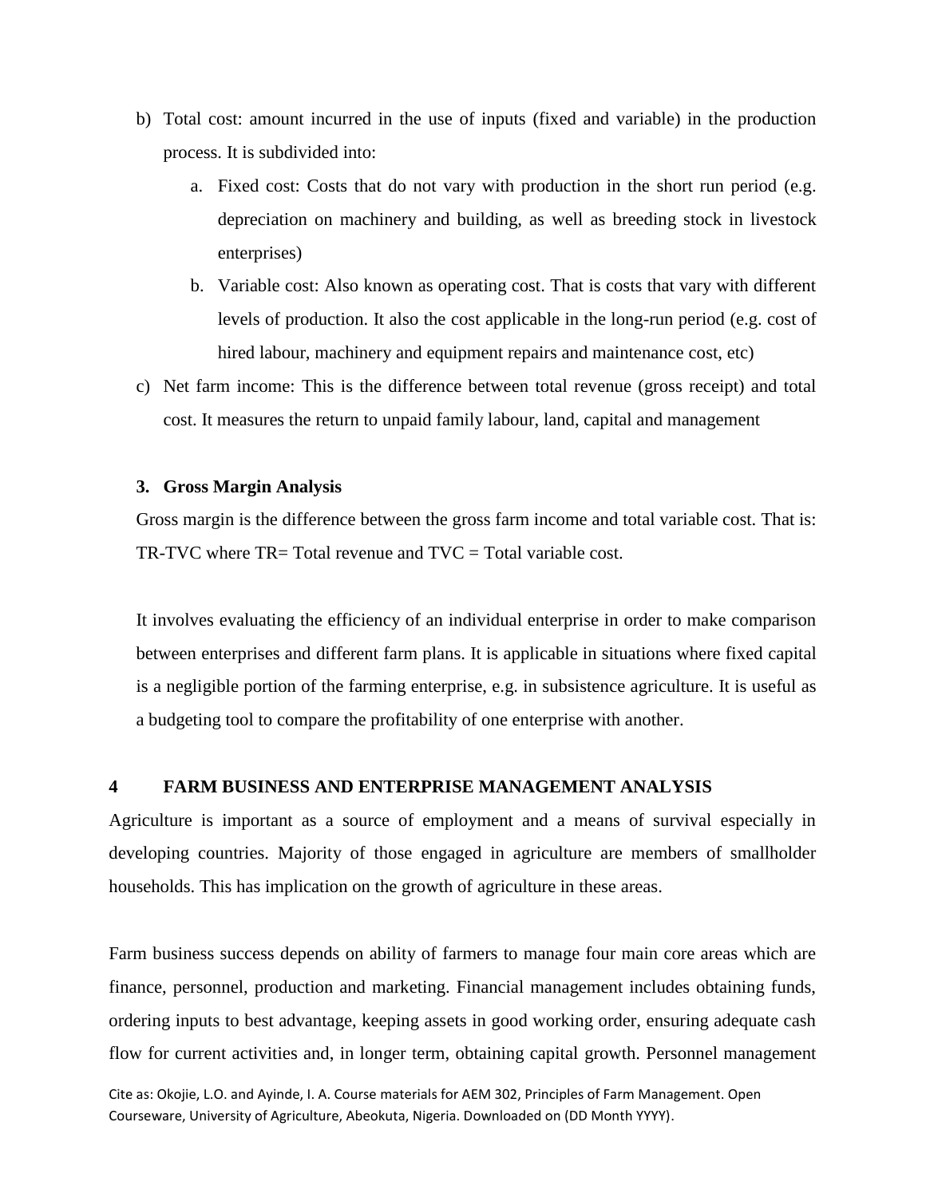b) Total cost: amount incurred in the use of inputs (fixed and variable) in the production process. It is subdivided into:

    a. Fixed cost: Costs that do not vary with production in the short run period (e.g. depreciation on machinery and building, as well as breeding stock in livestock enterprises)

    b. Variable cost: Also known as operating cost. That is costs that vary with different levels of production. It also the cost applicable in the long-run period (e.g. cost of hired labour, machinery and equipment repairs and maintenance cost, etc)

c) Net farm income: This is the difference between total revenue (gross receipt) and total cost. It measures the return to unpaid family labour, land, capital and management

**3. Gross Margin Analysis**

Gross margin is the difference between the gross farm income and total variable cost. That is: TR-TVC where TR= Total revenue and TVC = Total variable cost.

It involves evaluating the efficiency of an individual enterprise in order to make comparison between enterprises and different farm plans. It is applicable in situations where fixed capital is a negligible portion of the farming enterprise, e.g. in subsistence agriculture. It is useful as a budgeting tool to compare the profitability of one enterprise with another.

## 4 FARM BUSINESS AND ENTERPRISE MANAGEMENT ANALYSIS

Agriculture is important as a source of employment and a means of survival especially in developing countries. Majority of those engaged in agriculture are members of smallholder households. This has implication on the growth of agriculture in these areas.

Farm business success depends on ability of farmers to manage four main core areas which are finance, personnel, production and marketing. Financial management includes obtaining funds, ordering inputs to best advantage, keeping assets in good working order, ensuring adequate cash flow for current activities and, in longer term, obtaining capital growth. Personnel management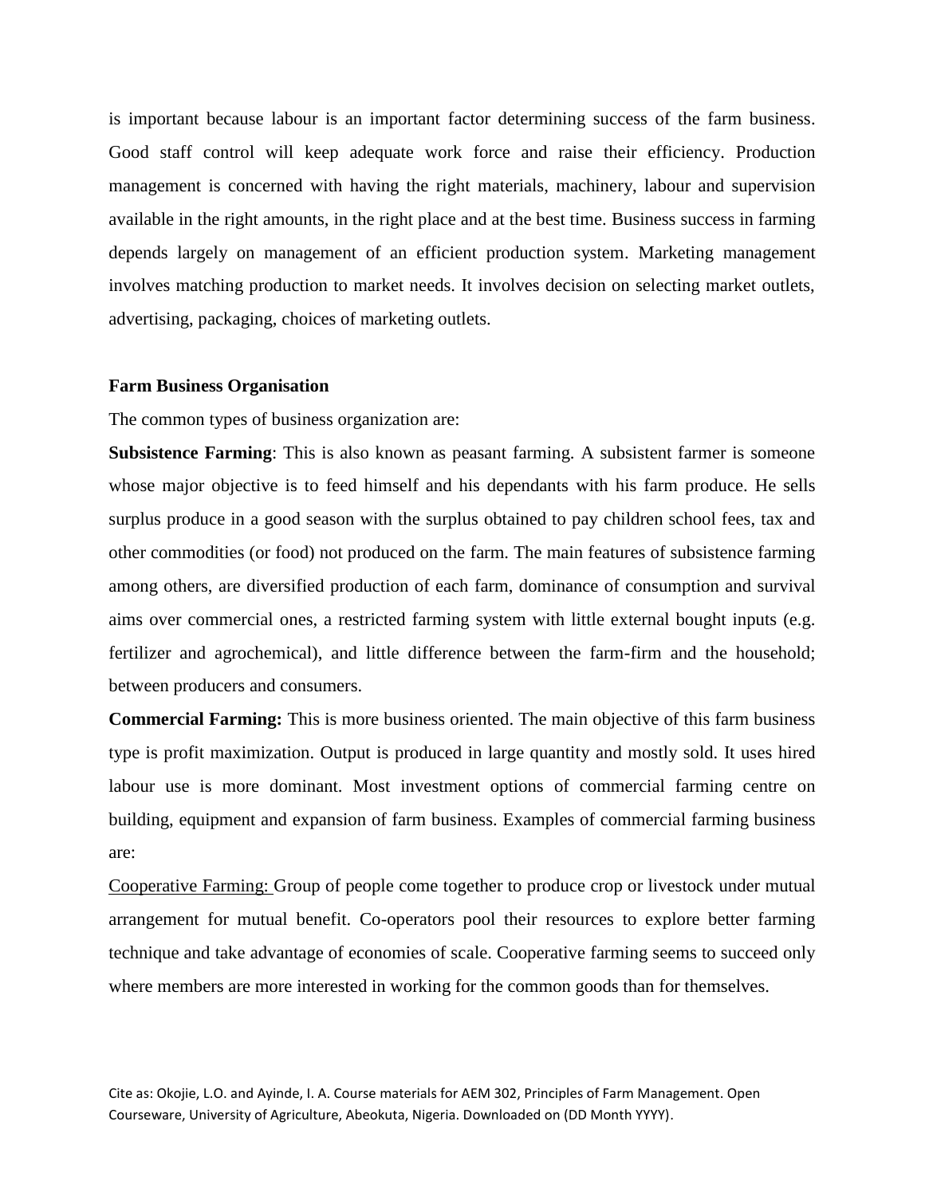is important because labour is an important factor determining success of the farm business. Good staff control will keep adequate work force and raise their efficiency. Production management is concerned with having the right materials, machinery, labour and supervision available in the right amounts, in the right place and at the best time. Business success in farming depends largely on management of an efficient production system. Marketing management involves matching production to market needs. It involves decision on selecting market outlets, advertising, packaging, choices of marketing outlets.

**Farm Business Organisation**

The common types of business organization are:

**Subsistence Farming**: This is also known as peasant farming. A subsistent farmer is someone whose major objective is to feed himself and his dependants with his farm produce. He sells surplus produce in a good season with the surplus obtained to pay children school fees, tax and other commodities (or food) not produced on the farm. The main features of subsistence farming among others, are diversified production of each farm, dominance of consumption and survival aims over commercial ones, a restricted farming system with little external bought inputs (e.g. fertilizer and agrochemical), and little difference between the farm-firm and the household; between producers and consumers.

**Commercial Farming:** This is more business oriented. The main objective of this farm business type is profit maximization. Output is produced in large quantity and mostly sold. It uses hired labour use is more dominant. Most investment options of commercial farming centre on building, equipment and expansion of farm business. Examples of commercial farming business are:

Cooperative Farming: Group of people come together to produce crop or livestock under mutual arrangement for mutual benefit. Co-operators pool their resources to explore better farming technique and take advantage of economies of scale. Cooperative farming seems to succeed only where members are more interested in working for the common goods than for themselves.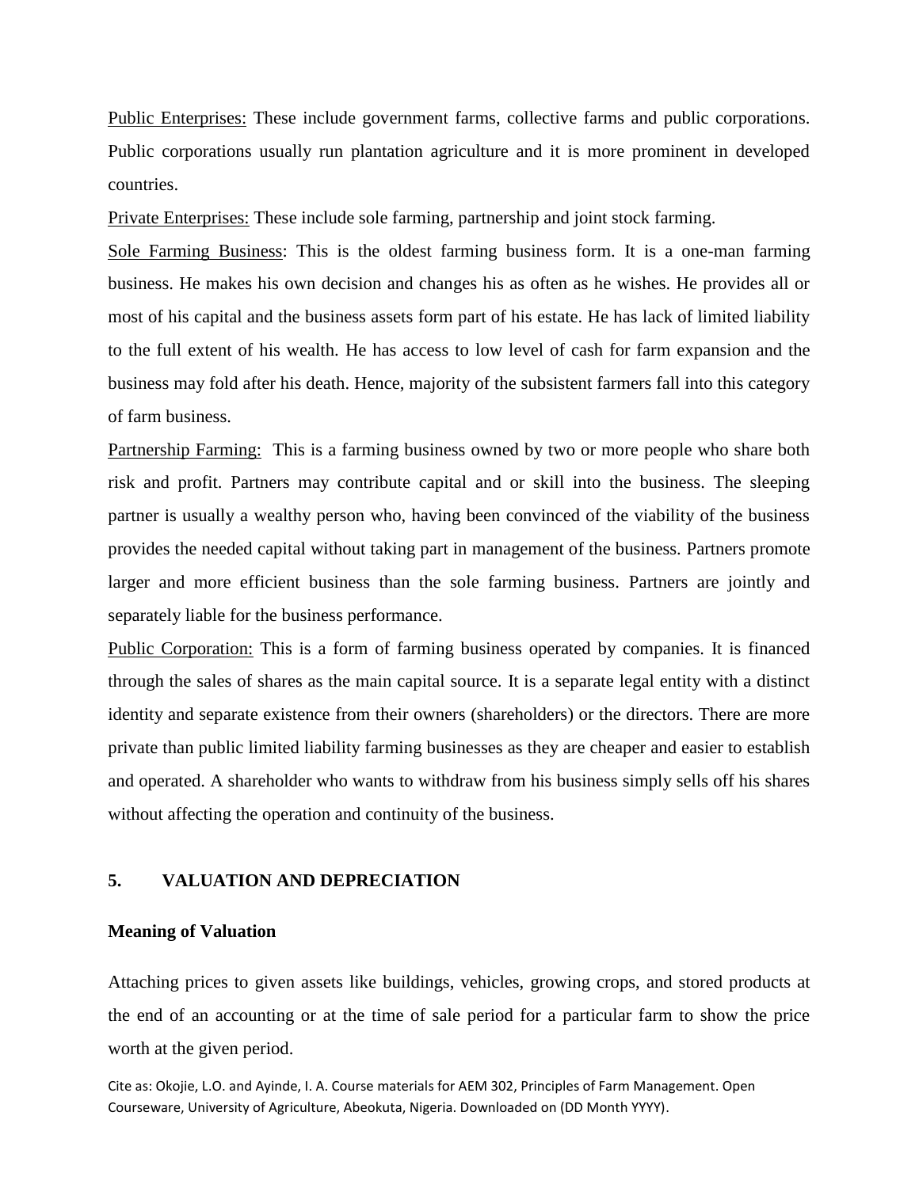Public Enterprises: These include government farms, collective farms and public corporations. Public corporations usually run plantation agriculture and it is more prominent in developed countries.

Private Enterprises: These include sole farming, partnership and joint stock farming.

Sole Farming Business: This is the oldest farming business form. It is a one-man farming business. He makes his own decision and changes his as often as he wishes. He provides all or most of his capital and the business assets form part of his estate. He has lack of limited liability to the full extent of his wealth. He has access to low level of cash for farm expansion and the business may fold after his death. Hence, majority of the subsistent farmers fall into this category of farm business.

Partnership Farming: This is a farming business owned by two or more people who share both risk and profit. Partners may contribute capital and or skill into the business. The sleeping partner is usually a wealthy person who, having been convinced of the viability of the business provides the needed capital without taking part in management of the business. Partners promote larger and more efficient business than the sole farming business. Partners are jointly and separately liable for the business performance.

Public Corporation: This is a form of farming business operated by companies. It is financed through the sales of shares as the main capital source. It is a separate legal entity with a distinct identity and separate existence from their owners (shareholders) or the directors. There are more private than public limited liability farming businesses as they are cheaper and easier to establish and operated. A shareholder who wants to withdraw from his business simply sells off his shares without affecting the operation and continuity of the business.

## 5. VALUATION AND DEPRECIATION

### Meaning of Valuation

Attaching prices to given assets like buildings, vehicles, growing crops, and stored products at the end of an accounting or at the time of sale period for a particular farm to show the price worth at the given period.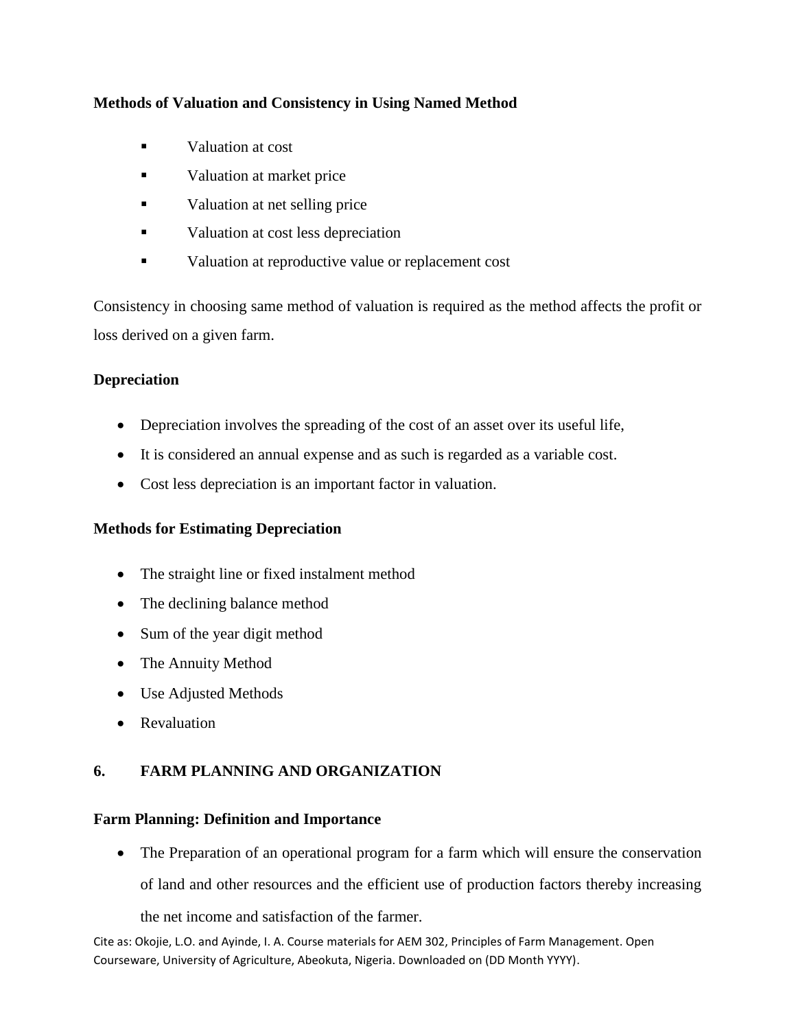**Methods of Valuation and Consistency in Using Named Method**

- Valuation at cost
- Valuation at market price
- Valuation at net selling price
- Valuation at cost less depreciation
- Valuation at reproductive value or replacement cost

Consistency in choosing same method of valuation is required as the method affects the profit or loss derived on a given farm.

**Depreciation**

- Depreciation involves the spreading of the cost of an asset over its useful life,
- It is considered an annual expense and as such is regarded as a variable cost.
- Cost less depreciation is an important factor in valuation.

**Methods for Estimating Depreciation**

- The straight line or fixed instalment method
- The declining balance method
- Sum of the year digit method
- The Annuity Method
- Use Adjusted Methods
- Revaluation

## 6. FARM PLANNING AND ORGANIZATION

**Farm Planning: Definition and Importance**

- The Preparation of an operational program for a farm which will ensure the conservation of land and other resources and the efficient use of production factors thereby increasing the net income and satisfaction of the farmer.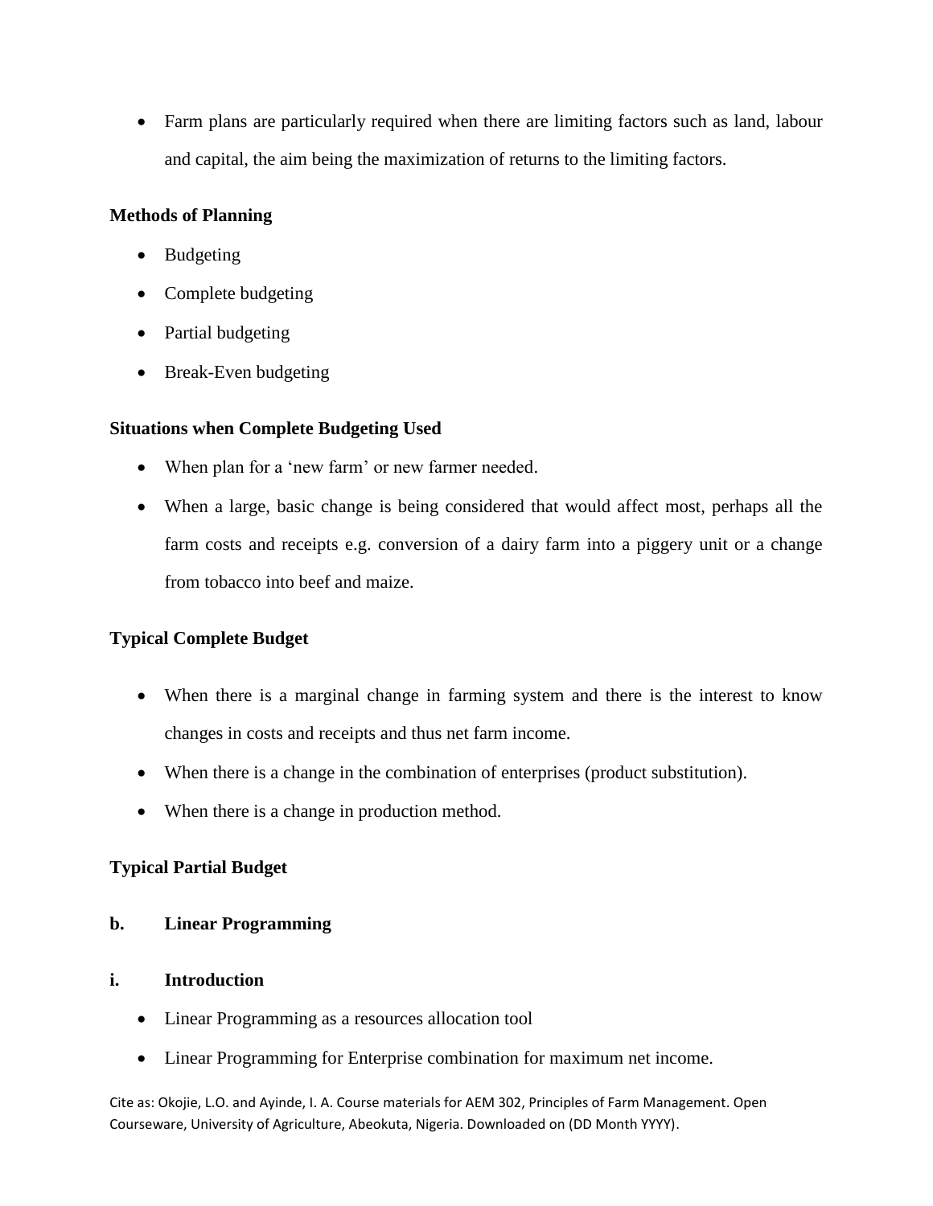- Farm plans are particularly required when there are limiting factors such as land, labour and capital, the aim being the maximization of returns to the limiting factors.

**Methods of Planning**

- Budgeting
- Complete budgeting
- Partial budgeting
- Break-Even budgeting

**Situations when Complete Budgeting Used**

- When plan for a 'new farm' or new farmer needed.
- When a large, basic change is being considered that would affect most, perhaps all the farm costs and receipts e.g. conversion of a dairy farm into a piggery unit or a change from tobacco into beef and maize.

**Typical Complete Budget**

- When there is a marginal change in farming system and there is the interest to know changes in costs and receipts and thus net farm income.
- When there is a change in the combination of enterprises (product substitution).
- When there is a change in production method.

**Typical Partial Budget**

**b. Linear Programming**

**i. Introduction**

- Linear Programming as a resources allocation tool
- Linear Programming for Enterprise combination for maximum net income.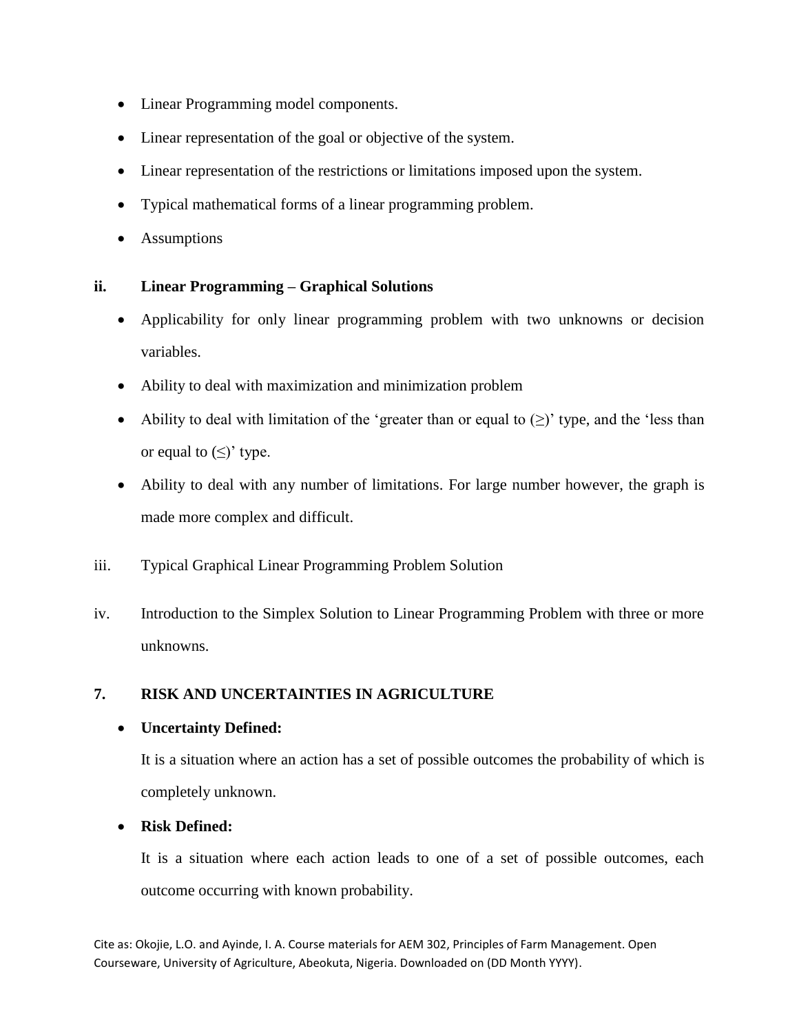- Linear Programming model components.
- Linear representation of the goal or objective of the system.
- Linear representation of the restrictions or limitations imposed upon the system.
- Typical mathematical forms of a linear programming problem.
- Assumptions

**ii. Linear Programming – Graphical Solutions**

- Applicability for only linear programming problem with two unknowns or decision variables.
- Ability to deal with maximization and minimization problem
- Ability to deal with limitation of the 'greater than or equal to (≥)' type, and the 'less than or equal to (≤)' type.
- Ability to deal with any number of limitations. For large number however, the graph is made more complex and difficult.

iii. Typical Graphical Linear Programming Problem Solution

iv. Introduction to the Simplex Solution to Linear Programming Problem with three or more unknowns.

## 7. RISK AND UNCERTAINTIES IN AGRICULTURE

- **Uncertainty Defined:**

  It is a situation where an action has a set of possible outcomes the probability of which is completely unknown.

- **Risk Defined:**

  It is a situation where each action leads to one of a set of possible outcomes, each outcome occurring with known probability.

Cite as: Okojie, L.O. and Ayinde, I. A. Course materials for AEM 302, Principles of Farm Management. Open Courseware, University of Agriculture, Abeokuta, Nigeria. Downloaded on (DD Month YYYY).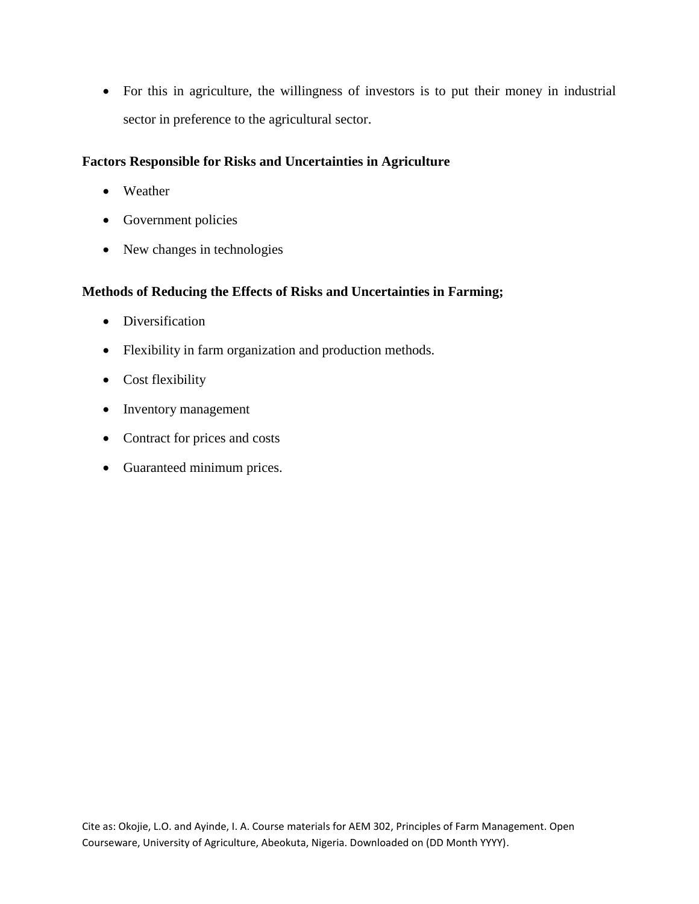- For this in agriculture, the willingness of investors is to put their money in industrial sector in preference to the agricultural sector.

**Factors Responsible for Risks and Uncertainties in Agriculture**

- Weather
- Government policies
- New changes in technologies

**Methods of Reducing the Effects of Risks and Uncertainties in Farming;**

- Diversification
- Flexibility in farm organization and production methods.
- Cost flexibility
- Inventory management
- Contract for prices and costs
- Guaranteed minimum prices.